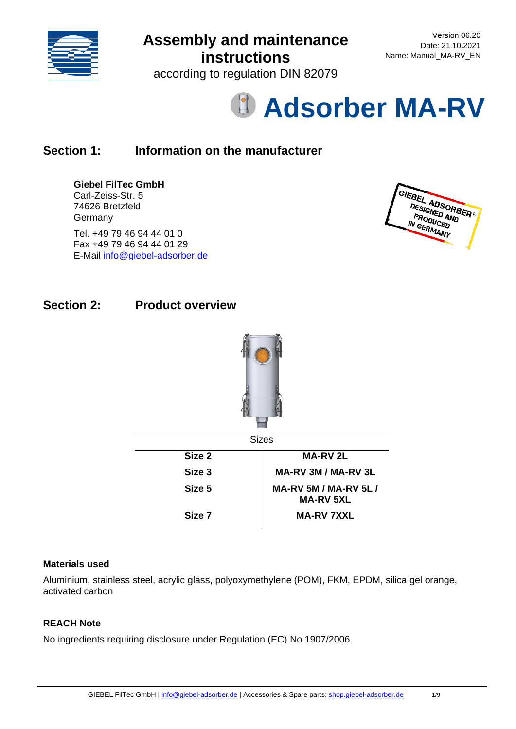# Assembly and maintenance instructions

according to regulation DIN 82079

Version 06.20
Date: 21.10.2021
Name: Manual_MA-RV_EN

# Adsorber MA-RV

## Section 1: Information on the manufacturer

**Giebel FilTec GmbH**
Carl-Zeiss-Str. 5
74626 Bretzfeld
Germany

Tel. +49 79 46 94 44 01 0
Fax +49 79 46 94 44 01 29
E-Mail info@giebel-adsorber.de

## Section 2: Product overview

| Sizes | |
|---|---|
| **Size 2** | **MA-RV 2L** |
| **Size 3** | **MA-RV 3M / MA-RV 3L** |
| **Size 5** | **MA-RV 5M / MA-RV 5L / MA-RV 5XL** |
| **Size 7** | **MA-RV 7XXL** |

### Materials used

Aluminium, stainless steel, acrylic glass, polyoxymethylene (POM), FKM, EPDM, silica gel orange, activated carbon

### REACH Note

No ingredients requiring disclosure under Regulation (EC) No 1907/2006.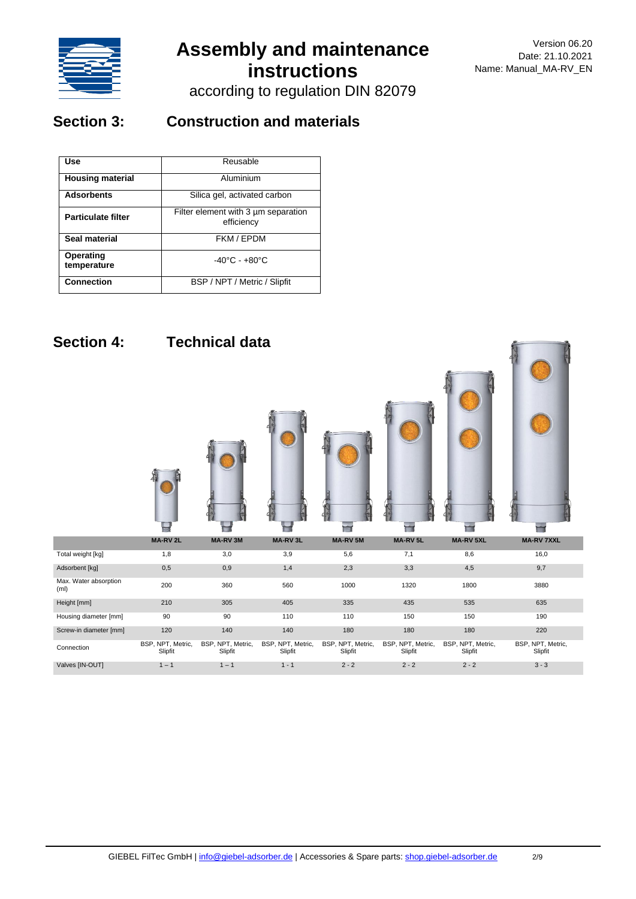## Section 3: Construction and materials

| Use | Reusable |
|---|---|
| **Housing material** | Aluminium |
| **Adsorbents** | Silica gel, activated carbon |
| **Particulate filter** | Filter element with 3 µm separation efficiency |
| **Seal material** | FKM / EPDM |
| **Operating temperature** | -40°C - +80°C |
| **Connection** | BSP / NPT / Metric / Slipfit |

## Section 4: Technical data

| | MA-RV 2L | MA-RV 3M | MA-RV 3L | MA-RV 5M | MA-RV 5L | MA-RV 5XL | MA-RV 7XXL |
|---|---|---|---|---|---|---|---|
| Total weight [kg] | 1,8 | 3,0 | 3,9 | 5,6 | 7,1 | 8,6 | 16,0 |
| Adsorbent [kg] | 0,5 | 0,9 | 1,4 | 2,3 | 3,3 | 4,5 | 9,7 |
| Max. Water absorption (ml) | 200 | 360 | 560 | 1000 | 1320 | 1800 | 3880 |
| Height [mm] | 210 | 305 | 405 | 335 | 435 | 535 | 635 |
| Housing diameter [mm] | 90 | 90 | 110 | 110 | 150 | 150 | 190 |
| Screw-in diameter [mm] | 120 | 140 | 140 | 180 | 180 | 180 | 220 |
| Connection | BSP, NPT, Metric, Slipfit | BSP, NPT, Metric, Slipfit | BSP, NPT, Metric, Slipfit | BSP, NPT, Metric, Slipfit | BSP, NPT, Metric, Slipfit | BSP, NPT, Metric, Slipfit | BSP, NPT, Metric, Slipfit |
| Valves [IN-OUT] | 1 – 1 | 1 – 1 | 1 - 1 | 2 - 2 | 2 - 2 | 2 - 2 | 3 - 3 |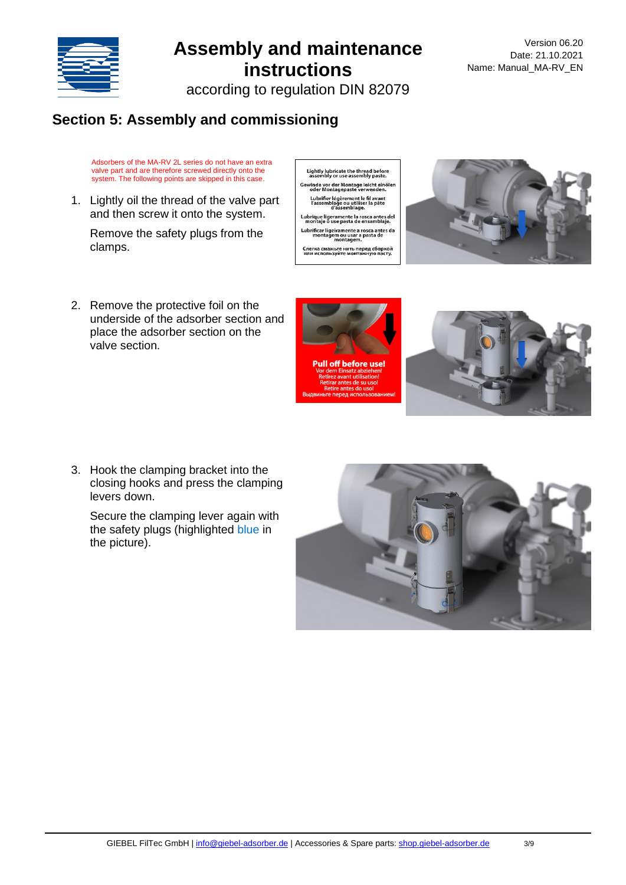## Section 5: Assembly and commissioning

Adsorbers of the MA-RV 2L series do not have an extra valve part and are therefore screwed directly onto the system. The following points are skipped in this case.

1. Lightly oil the thread of the valve part and then screw it onto the system.

   Remove the safety plugs from the clamps.

2. Remove the protective foil on the underside of the adsorber section and place the adsorber section on the valve section.

3. Hook the clamping bracket into the closing hooks and press the clamping levers down.

   Secure the clamping lever again with the safety plugs (highlighted blue in the picture).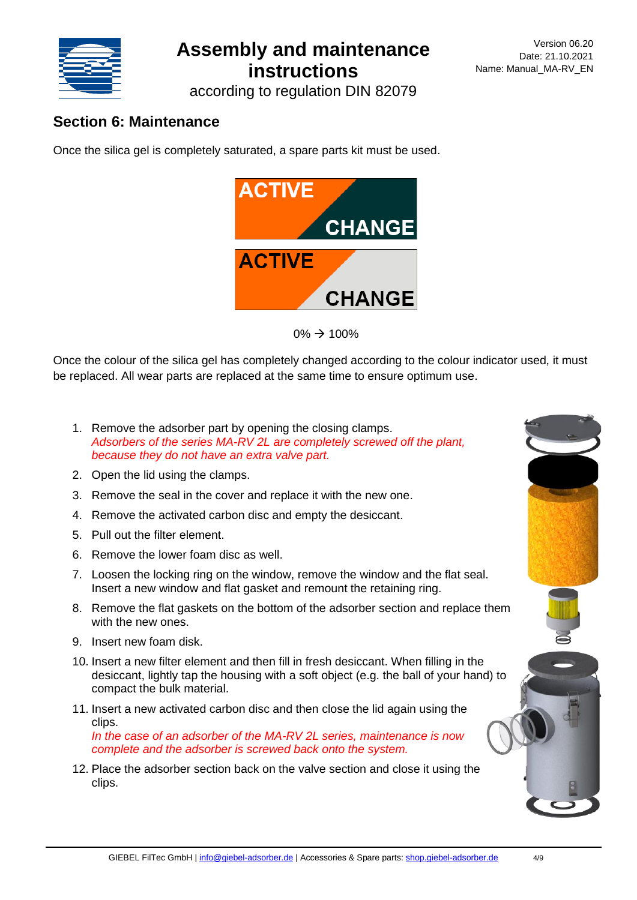## Section 6: Maintenance

Once the silica gel is completely saturated, a spare parts kit must be used.

ACTIVE CHANGE

ACTIVE CHANGE

0% → 100%

Once the colour of the silica gel has completely changed according to the colour indicator used, it must be replaced. All wear parts are replaced at the same time to ensure optimum use.

1. Remove the adsorber part by opening the closing clamps.
   *Adsorbers of the series MA-RV 2L are completely screwed off the plant, because they do not have an extra valve part.*
2. Open the lid using the clamps.
3. Remove the seal in the cover and replace it with the new one.
4. Remove the activated carbon disc and empty the desiccant.
5. Pull out the filter element.
6. Remove the lower foam disc as well.
7. Loosen the locking ring on the window, remove the window and the flat seal. Insert a new window and flat gasket and remount the retaining ring.
8. Remove the flat gaskets on the bottom of the adsorber section and replace them with the new ones.
9. Insert new foam disk.
10. Insert a new filter element and then fill in fresh desiccant. When filling in the desiccant, lightly tap the housing with a soft object (e.g. the ball of your hand) to compact the bulk material.
11. Insert a new activated carbon disc and then close the lid again using the clips.
    *In the case of an adsorber of the MA-RV 2L series, maintenance is now complete and the adsorber is screwed back onto the system.*
12. Place the adsorber section back on the valve section and close it using the clips.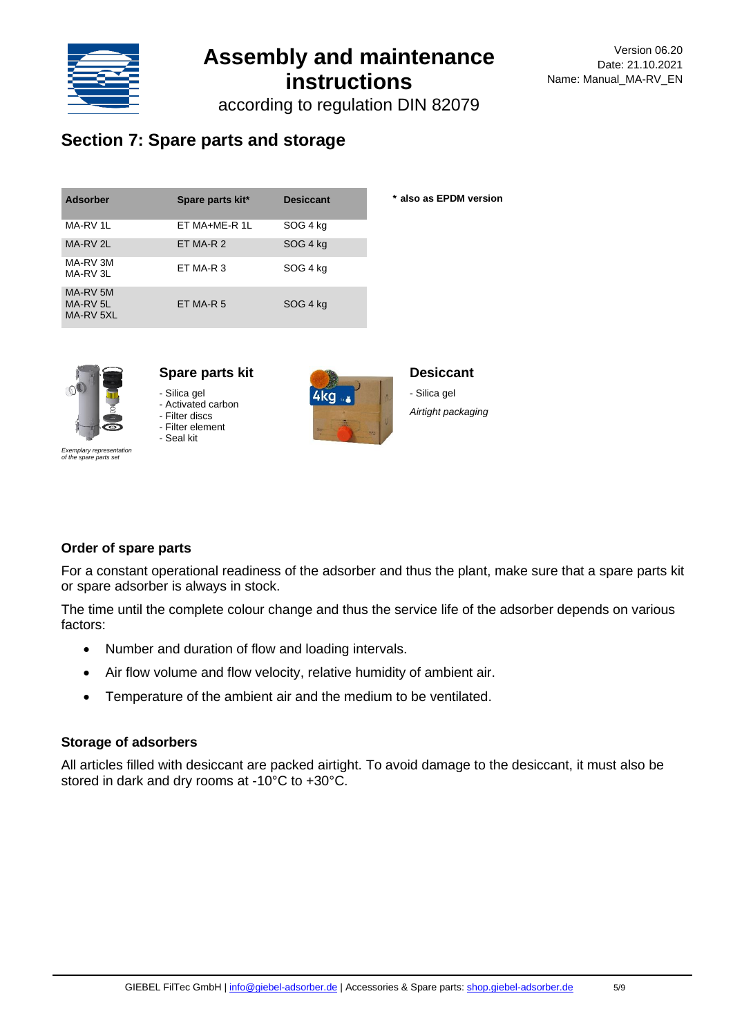## Section 7: Spare parts and storage

| Adsorber | Spare parts kit* | Desiccant |
|---|---|---|
| MA-RV 1L | ET MA+ME-R 1L | SOG 4 kg |
| MA-RV 2L | ET MA-R 2 | SOG 4 kg |
| MA-RV 3M<br>MA-RV 3L | ET MA-R 3 | SOG 4 kg |
| MA-RV 5M<br>MA-RV 5L<br>MA-RV 5XL | ET MA-R 5 | SOG 4 kg |

**\* also as EPDM version**

*Exemplary representation of the spare parts set*

### Spare parts kit

- Silica gel
- Activated carbon
- Filter discs
- Filter element
- Seal kit

### Desiccant

- Silica gel

*Airtight packaging*

### Order of spare parts

For a constant operational readiness of the adsorber and thus the plant, make sure that a spare parts kit or spare adsorber is always in stock.

The time until the complete colour change and thus the service life of the adsorber depends on various factors:

- Number and duration of flow and loading intervals.
- Air flow volume and flow velocity, relative humidity of ambient air.
- Temperature of the ambient air and the medium to be ventilated.

### Storage of adsorbers

All articles filled with desiccant are packed airtight. To avoid damage to the desiccant, it must also be stored in dark and dry rooms at -10°C to +30°C.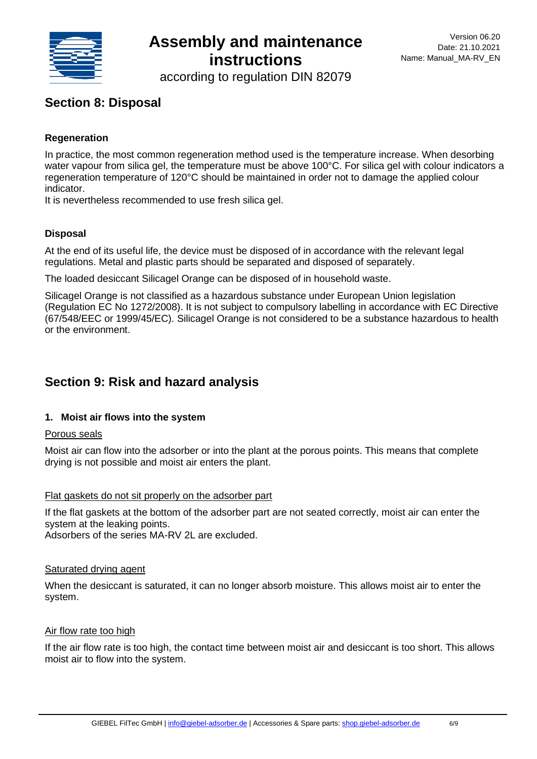## Section 8: Disposal

### Regeneration

In practice, the most common regeneration method used is the temperature increase. When desorbing water vapour from silica gel, the temperature must be above 100°C. For silica gel with colour indicators a regeneration temperature of 120°C should be maintained in order not to damage the applied colour indicator.
It is nevertheless recommended to use fresh silica gel.

### Disposal

At the end of its useful life, the device must be disposed of in accordance with the relevant legal regulations. Metal and plastic parts should be separated and disposed of separately.

The loaded desiccant Silicagel Orange can be disposed of in household waste.

Silicagel Orange is not classified as a hazardous substance under European Union legislation (Regulation EC No 1272/2008). It is not subject to compulsory labelling in accordance with EC Directive (67/548/EEC or 1999/45/EC). Silicagel Orange is not considered to be a substance hazardous to health or the environment.

## Section 9: Risk and hazard analysis

### 1. Moist air flows into the system

Porous seals

Moist air can flow into the adsorber or into the plant at the porous points. This means that complete drying is not possible and moist air enters the plant.

Flat gaskets do not sit properly on the adsorber part

If the flat gaskets at the bottom of the adsorber part are not seated correctly, moist air can enter the system at the leaking points.
Adsorbers of the series MA-RV 2L are excluded.

Saturated drying agent

When the desiccant is saturated, it can no longer absorb moisture. This allows moist air to enter the system.

Air flow rate too high

If the air flow rate is too high, the contact time between moist air and desiccant is too short. This allows moist air to flow into the system.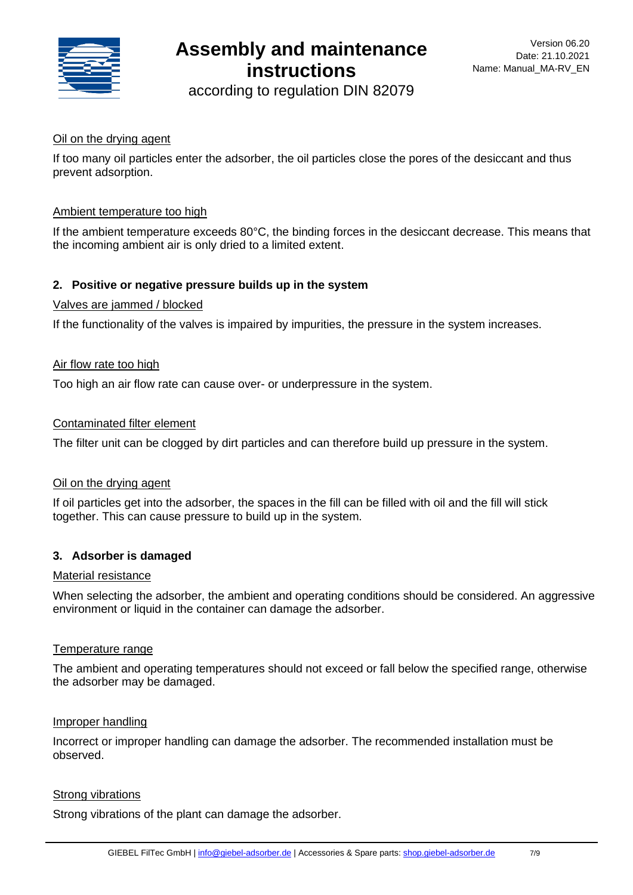Oil on the drying agent

If too many oil particles enter the adsorber, the oil particles close the pores of the desiccant and thus prevent adsorption.

Ambient temperature too high

If the ambient temperature exceeds 80°C, the binding forces in the desiccant decrease. This means that the incoming ambient air is only dried to a limited extent.

## 2. Positive or negative pressure builds up in the system

Valves are jammed / blocked

If the functionality of the valves is impaired by impurities, the pressure in the system increases.

Air flow rate too high

Too high an air flow rate can cause over- or underpressure in the system.

Contaminated filter element

The filter unit can be clogged by dirt particles and can therefore build up pressure in the system.

Oil on the drying agent

If oil particles get into the adsorber, the spaces in the fill can be filled with oil and the fill will stick together. This can cause pressure to build up in the system.

## 3. Adsorber is damaged

Material resistance

When selecting the adsorber, the ambient and operating conditions should be considered. An aggressive environment or liquid in the container can damage the adsorber.

Temperature range

The ambient and operating temperatures should not exceed or fall below the specified range, otherwise the adsorber may be damaged.

Improper handling

Incorrect or improper handling can damage the adsorber. The recommended installation must be observed.

Strong vibrations

Strong vibrations of the plant can damage the adsorber.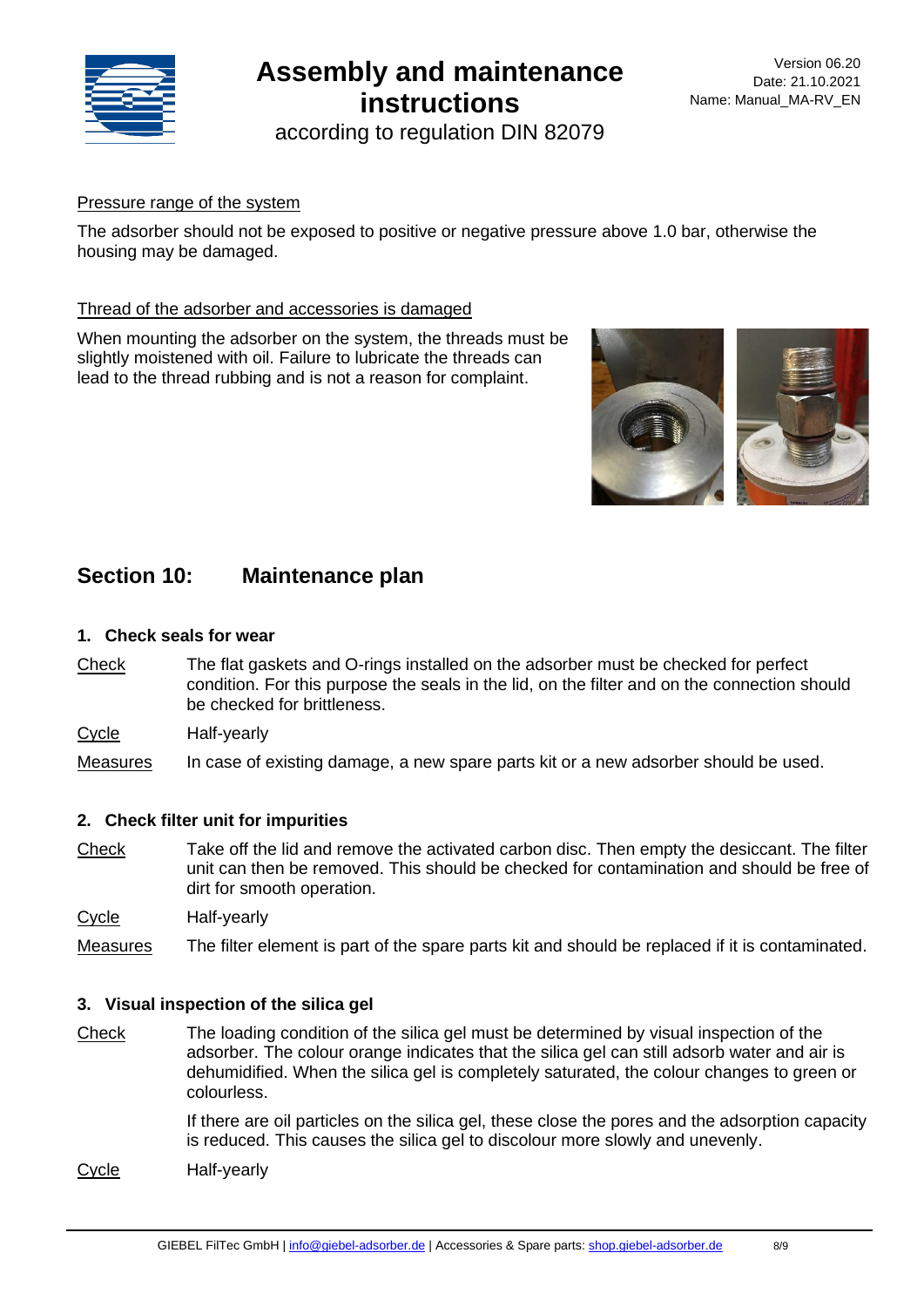Pressure range of the system

The adsorber should not be exposed to positive or negative pressure above 1.0 bar, otherwise the housing may be damaged.

Thread of the adsorber and accessories is damaged

When mounting the adsorber on the system, the threads must be slightly moistened with oil. Failure to lubricate the threads can lead to the thread rubbing and is not a reason for complaint.

## Section 10: Maintenance plan

### 1. Check seals for wear

Check: The flat gaskets and O-rings installed on the adsorber must be checked for perfect condition. For this purpose the seals in the lid, on the filter and on the connection should be checked for brittleness.

Cycle: Half-yearly

Measures: In case of existing damage, a new spare parts kit or a new adsorber should be used.

### 2. Check filter unit for impurities

Check: Take off the lid and remove the activated carbon disc. Then empty the desiccant. The filter unit can then be removed. This should be checked for contamination and should be free of dirt for smooth operation.

Cycle: Half-yearly

Measures: The filter element is part of the spare parts kit and should be replaced if it is contaminated.

### 3. Visual inspection of the silica gel

Check: The loading condition of the silica gel must be determined by visual inspection of the adsorber. The colour orange indicates that the silica gel can still adsorb water and air is dehumidified. When the silica gel is completely saturated, the colour changes to green or colourless.

If there are oil particles on the silica gel, these close the pores and the adsorption capacity is reduced. This causes the silica gel to discolour more slowly and unevenly.

Cycle: Half-yearly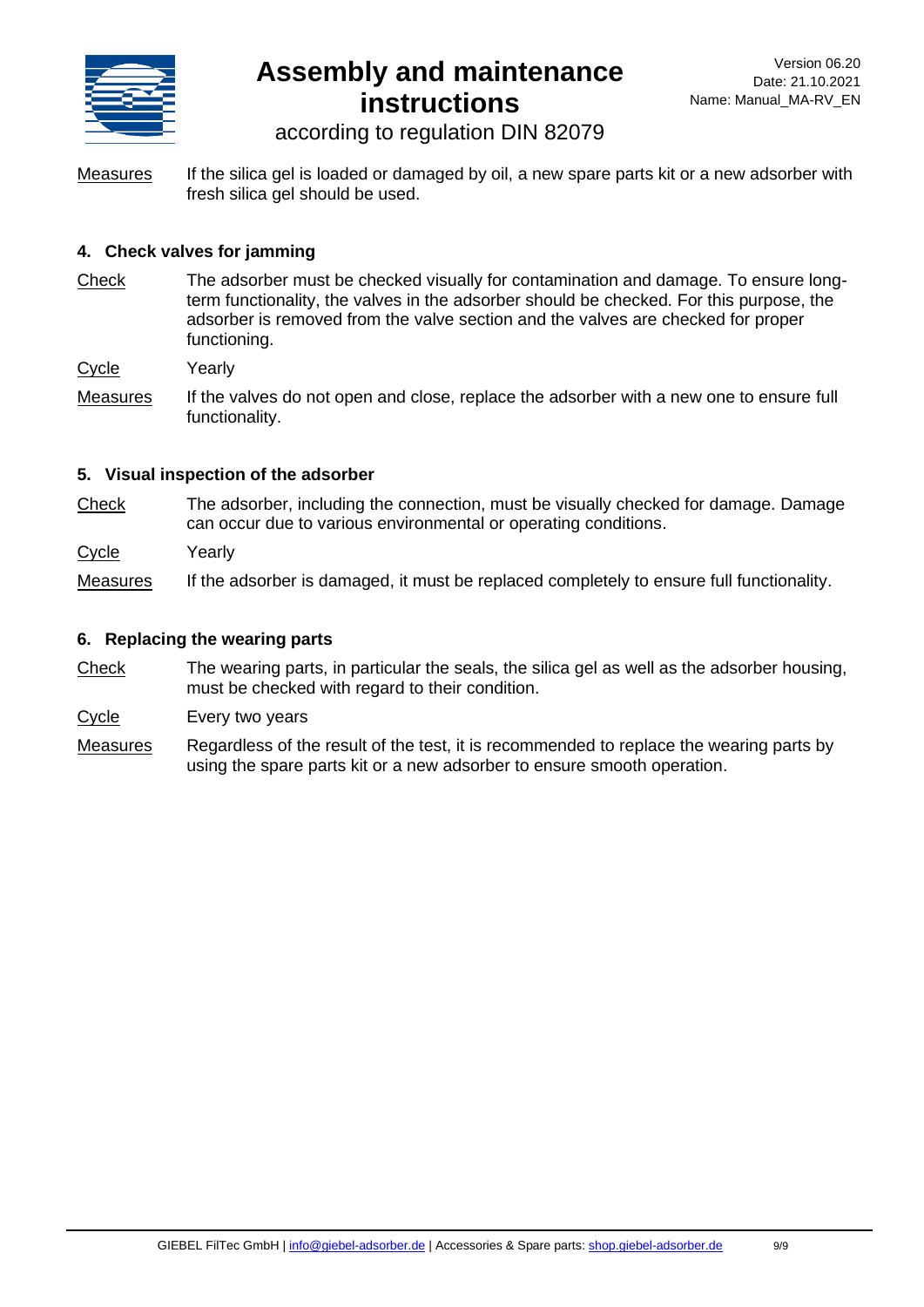Measures If the silica gel is loaded or damaged by oil, a new spare parts kit or a new adsorber with fresh silica gel should be used.

### 4. Check valves for jamming

Check The adsorber must be checked visually for contamination and damage. To ensure long-term functionality, the valves in the adsorber should be checked. For this purpose, the adsorber is removed from the valve section and the valves are checked for proper functioning.

Cycle Yearly

Measures If the valves do not open and close, replace the adsorber with a new one to ensure full functionality.

### 5. Visual inspection of the adsorber

Check The adsorber, including the connection, must be visually checked for damage. Damage can occur due to various environmental or operating conditions.

Cycle Yearly

Measures If the adsorber is damaged, it must be replaced completely to ensure full functionality.

### 6. Replacing the wearing parts

Check The wearing parts, in particular the seals, the silica gel as well as the adsorber housing, must be checked with regard to their condition.

Cycle Every two years

Measures Regardless of the result of the test, it is recommended to replace the wearing parts by using the spare parts kit or a new adsorber to ensure smooth operation.